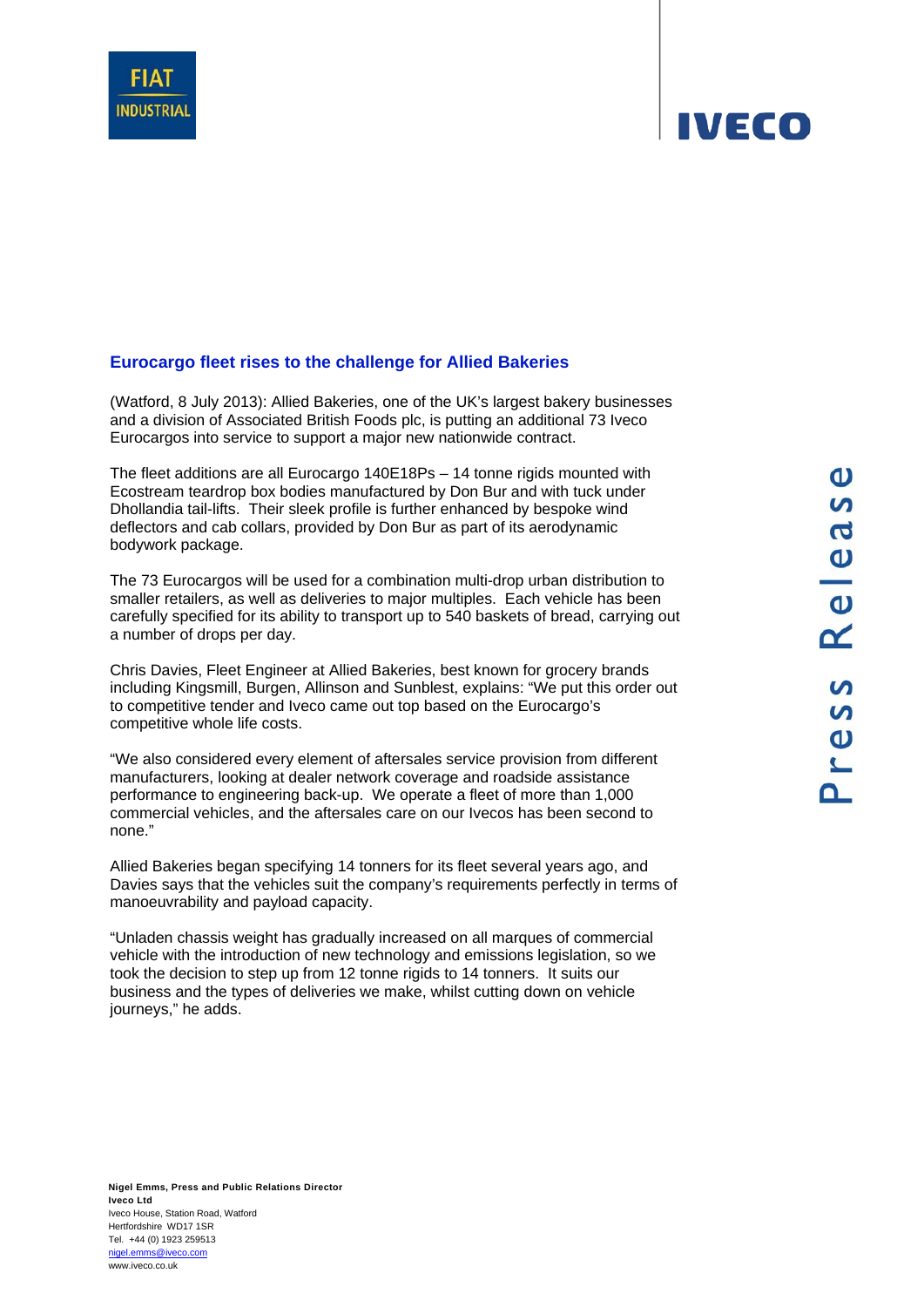FIAT INDUSTRIAL

IVECO

Press Release

## Eurocargo fleet rises to the challenge for Allied Bakeries

(Watford, 8 July 2013): Allied Bakeries, one of the UK's largest bakery businesses and a division of Associated British Foods plc, is putting an additional 73 Iveco Eurocargos into service to support a major new nationwide contract.

The fleet additions are all Eurocargo 140E18Ps – 14 tonne rigids mounted with Ecostream teardrop box bodies manufactured by Don Bur and with tuck under Dhollandia tail-lifts. Their sleek profile is further enhanced by bespoke wind deflectors and cab collars, provided by Don Bur as part of its aerodynamic bodywork package.

The 73 Eurocargos will be used for a combination multi-drop urban distribution to smaller retailers, as well as deliveries to major multiples. Each vehicle has been carefully specified for its ability to transport up to 540 baskets of bread, carrying out a number of drops per day.

Chris Davies, Fleet Engineer at Allied Bakeries, best known for grocery brands including Kingsmill, Burgen, Allinson and Sunblest, explains: "We put this order out to competitive tender and Iveco came out top based on the Eurocargo's competitive whole life costs.

"We also considered every element of aftersales service provision from different manufacturers, looking at dealer network coverage and roadside assistance performance to engineering back-up. We operate a fleet of more than 1,000 commercial vehicles, and the aftersales care on our Ivecos has been second to none."

Allied Bakeries began specifying 14 tonners for its fleet several years ago, and Davies says that the vehicles suit the company's requirements perfectly in terms of manoeuvrability and payload capacity.

"Unladen chassis weight has gradually increased on all marques of commercial vehicle with the introduction of new technology and emissions legislation, so we took the decision to step up from 12 tonne rigids to 14 tonners. It suits our business and the types of deliveries we make, whilst cutting down on vehicle journeys," he adds.

**Nigel Emms, Press and Public Relations Director**
**Iveco Ltd**
Iveco House, Station Road, Watford
Hertfordshire WD17 1SR
Tel. +44 (0) 1923 259513
nigel.emms@iveco.com
www.iveco.co.uk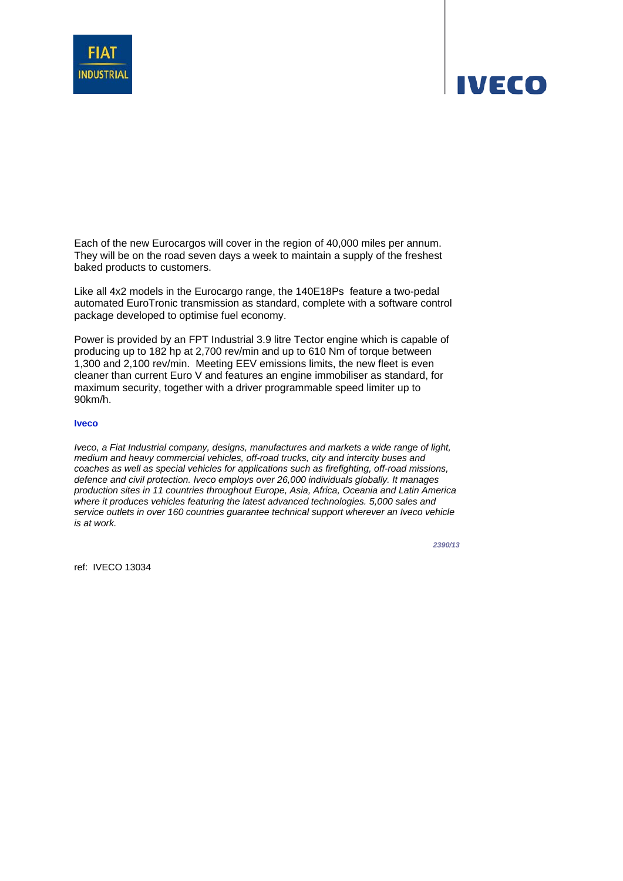Each of the new Eurocargos will cover in the region of 40,000 miles per annum. They will be on the road seven days a week to maintain a supply of the freshest baked products to customers.

Like all 4x2 models in the Eurocargo range, the 140E18Ps feature a two-pedal automated EuroTronic transmission as standard, complete with a software control package developed to optimise fuel economy.

Power is provided by an FPT Industrial 3.9 litre Tector engine which is capable of producing up to 182 hp at 2,700 rev/min and up to 610 Nm of torque between 1,300 and 2,100 rev/min. Meeting EEV emissions limits, the new fleet is even cleaner than current Euro V and features an engine immobiliser as standard, for maximum security, together with a driver programmable speed limiter up to 90km/h.

**Iveco**

*Iveco, a Fiat Industrial company, designs, manufactures and markets a wide range of light, medium and heavy commercial vehicles, off-road trucks, city and intercity buses and coaches as well as special vehicles for applications such as firefighting, off-road missions, defence and civil protection. Iveco employs over 26,000 individuals globally. It manages production sites in 11 countries throughout Europe, Asia, Africa, Oceania and Latin America where it produces vehicles featuring the latest advanced technologies. 5,000 sales and service outlets in over 160 countries guarantee technical support wherever an Iveco vehicle is at work.*

***2390/13***

ref: IVECO 13034